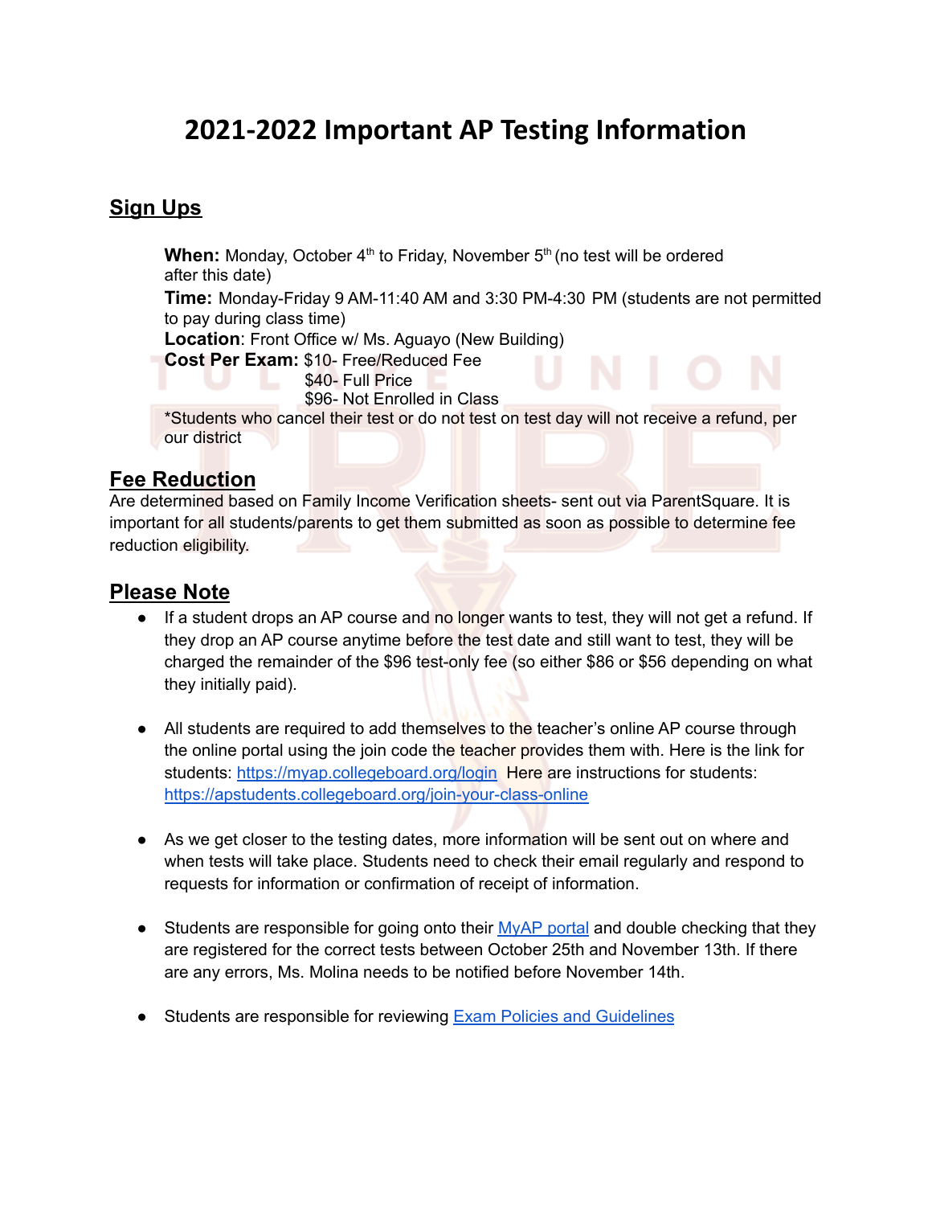# 2021-2022 Important AP Testing Information

## Sign Ups

**When:** Monday, October 4th to Friday, November 5th (no test will be ordered after this date)
**Time:** Monday-Friday 9 AM-11:40 AM and 3:30 PM-4:30 PM (students are not permitted to pay during class time)
**Location**: Front Office w/ Ms. Aguayo (New Building)
**Cost Per Exam:** $10- Free/Reduced Fee
$40- Full Price
$96- Not Enrolled in Class
*Students who cancel their test or do not test on test day will not receive a refund, per our district

## Fee Reduction

Are determined based on Family Income Verification sheets- sent out via ParentSquare. It is important for all students/parents to get them submitted as soon as possible to determine fee reduction eligibility.

## Please Note

- If a student drops an AP course and no longer wants to test, they will not get a refund. If they drop an AP course anytime before the test date and still want to test, they will be charged the remainder of the $96 test-only fee (so either $86 or $56 depending on what they initially paid).

- All students are required to add themselves to the teacher's online AP course through the online portal using the join code the teacher provides them with. Here is the link for students: https://myap.collegeboard.org/login Here are instructions for students: https://apstudents.collegeboard.org/join-your-class-online

- As we get closer to the testing dates, more information will be sent out on where and when tests will take place. Students need to check their email regularly and respond to requests for information or confirmation of receipt of information.

- Students are responsible for going onto their MyAP portal and double checking that they are registered for the correct tests between October 25th and November 13th. If there are any errors, Ms. Molina needs to be notified before November 14th.

- Students are responsible for reviewing Exam Policies and Guidelines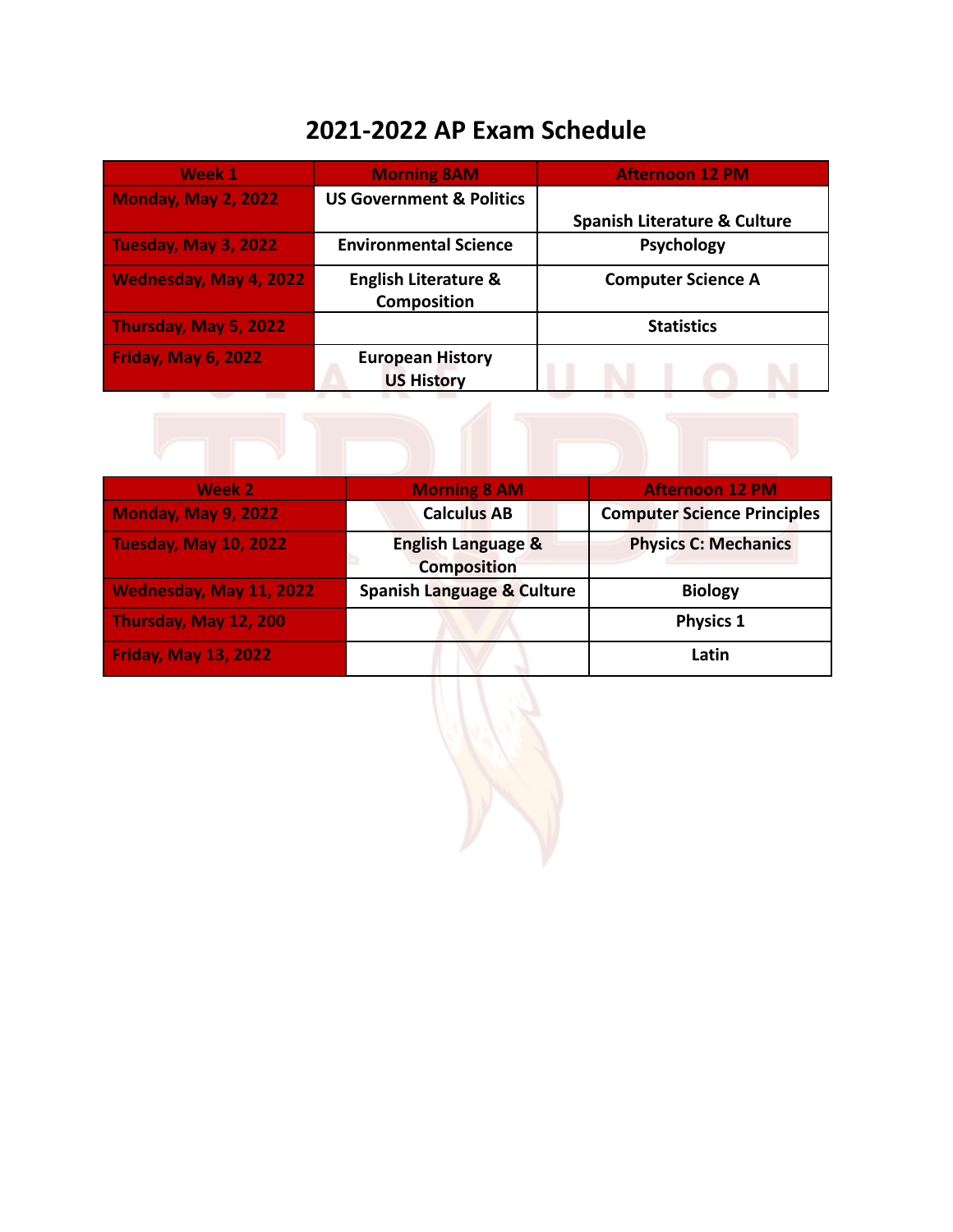# 2021-2022 AP Exam Schedule

| Week 1 | Morning 8AM | Afternoon 12 PM |
|---|---|---|
| Monday, May 2, 2022 | US Government & Politics | Spanish Literature & Culture |
| Tuesday, May 3, 2022 | Environmental Science | Psychology |
| Wednesday, May 4, 2022 | English Literature & Composition | Computer Science A |
| Thursday, May 5, 2022 | | Statistics |
| Friday, May 6, 2022 | European History<br>US History | |

| Week 2 | Morning 8 AM | Afternoon 12 PM |
|---|---|---|
| Monday, May 9, 2022 | Calculus AB | Computer Science Principles |
| Tuesday, May 10, 2022 | English Language & Composition | Physics C: Mechanics |
| Wednesday, May 11, 2022 | Spanish Language & Culture | Biology |
| Thursday, May 12, 200 | | Physics 1 |
| Friday, May 13, 2022 | | Latin |